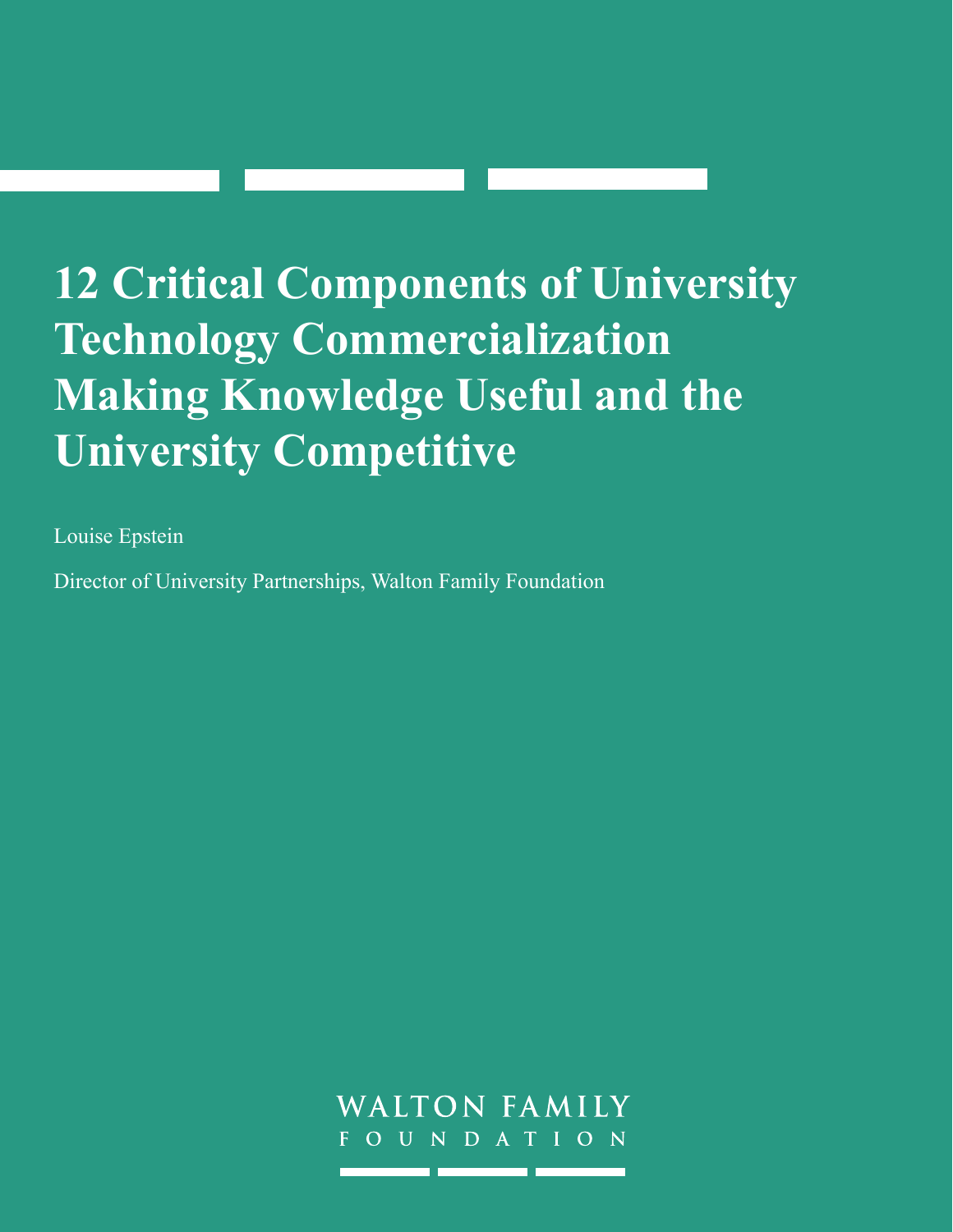# 12 Critical Components of University Technology Commercialization Making Knowledge Useful and the University Competitive

Louise Epstein

Director of University Partnerships, Walton Family Foundation

WALTON FAMILY FOUNDATION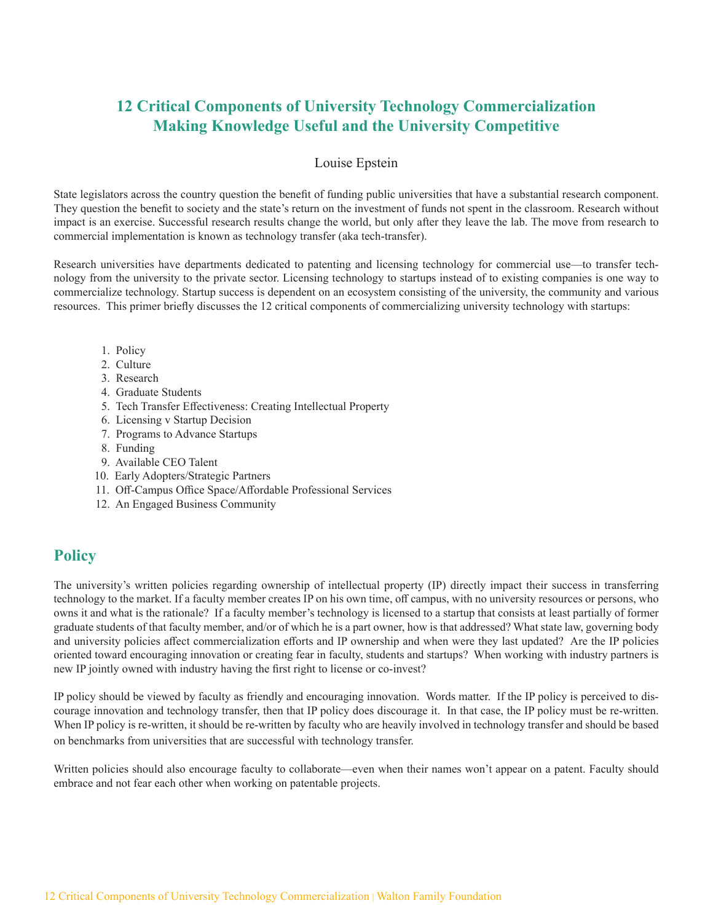# 12 Critical Components of University Technology Commercialization
## Making Knowledge Useful and the University Competitive

Louise Epstein

State legislators across the country question the benefit of funding public universities that have a substantial research component. They question the benefit to society and the state's return on the investment of funds not spent in the classroom. Research without impact is an exercise. Successful research results change the world, but only after they leave the lab. The move from research to commercial implementation is known as technology transfer (aka tech-transfer).

Research universities have departments dedicated to patenting and licensing technology for commercial use—to transfer technology from the university to the private sector. Licensing technology to startups instead of to existing companies is one way to commercialize technology. Startup success is dependent on an ecosystem consisting of the university, the community and various resources. This primer briefly discusses the 12 critical components of commercializing university technology with startups:

1. Policy
2. Culture
3. Research
4. Graduate Students
5. Tech Transfer Effectiveness: Creating Intellectual Property
6. Licensing v Startup Decision
7. Programs to Advance Startups
8. Funding
9. Available CEO Talent
10. Early Adopters/Strategic Partners
11. Off-Campus Office Space/Affordable Professional Services
12. An Engaged Business Community

## Policy

The university's written policies regarding ownership of intellectual property (IP) directly impact their success in transferring technology to the market. If a faculty member creates IP on his own time, off campus, with no university resources or persons, who owns it and what is the rationale? If a faculty member's technology is licensed to a startup that consists at least partially of former graduate students of that faculty member, and/or of which he is a part owner, how is that addressed? What state law, governing body and university policies affect commercialization efforts and IP ownership and when were they last updated? Are the IP policies oriented toward encouraging innovation or creating fear in faculty, students and startups? When working with industry partners is new IP jointly owned with industry having the first right to license or co-invest?

IP policy should be viewed by faculty as friendly and encouraging innovation. Words matter. If the IP policy is perceived to discourage innovation and technology transfer, then that IP policy does discourage it. In that case, the IP policy must be re-written. When IP policy is re-written, it should be re-written by faculty who are heavily involved in technology transfer and should be based on benchmarks from universities that are successful with technology transfer.

Written policies should also encourage faculty to collaborate—even when their names won't appear on a patent. Faculty should embrace and not fear each other when working on patentable projects.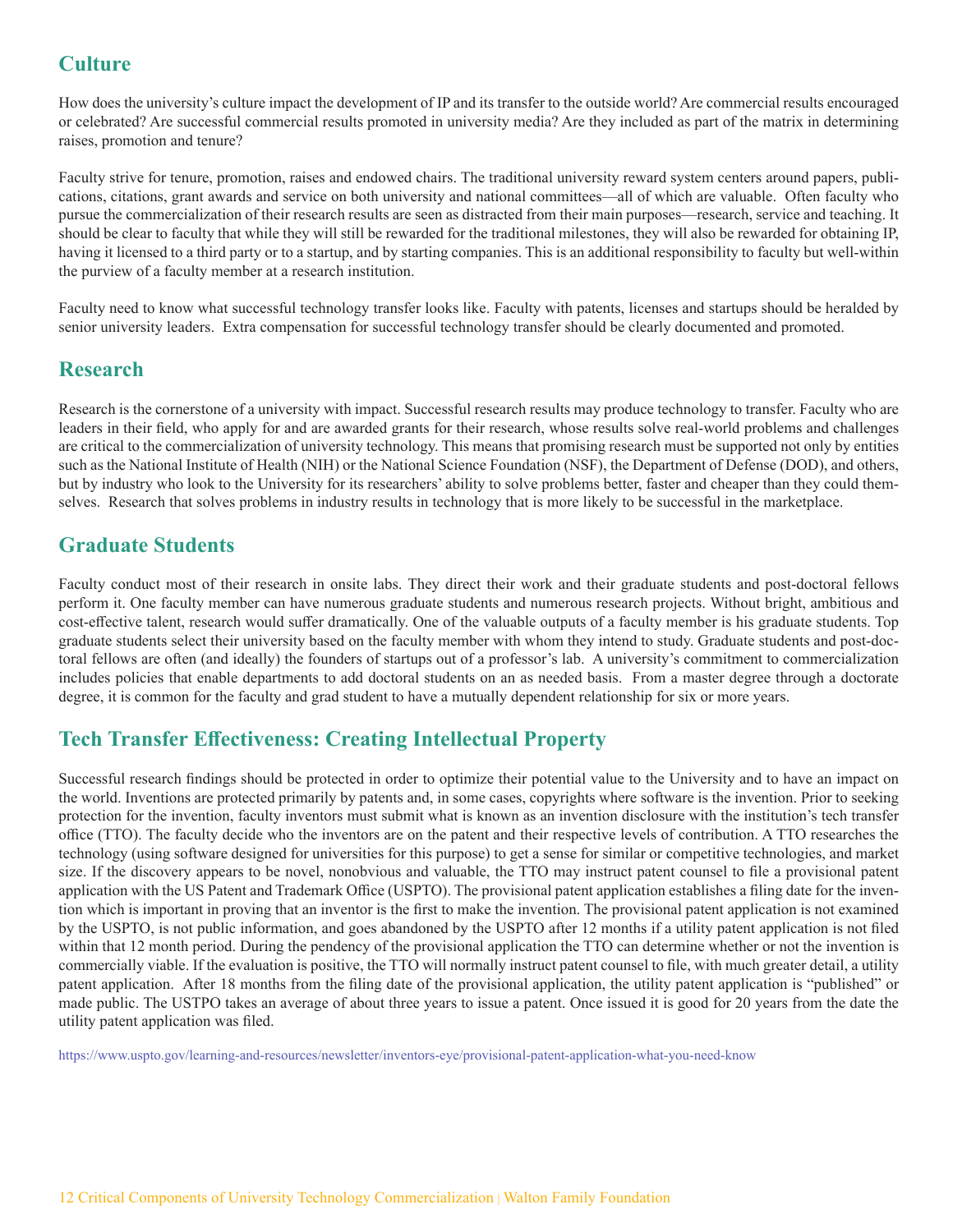## Culture

How does the university's culture impact the development of IP and its transfer to the outside world? Are commercial results encouraged or celebrated? Are successful commercial results promoted in university media? Are they included as part of the matrix in determining raises, promotion and tenure?

Faculty strive for tenure, promotion, raises and endowed chairs. The traditional university reward system centers around papers, publications, citations, grant awards and service on both university and national committees—all of which are valuable. Often faculty who pursue the commercialization of their research results are seen as distracted from their main purposes—research, service and teaching. It should be clear to faculty that while they will still be rewarded for the traditional milestones, they will also be rewarded for obtaining IP, having it licensed to a third party or to a startup, and by starting companies. This is an additional responsibility to faculty but well-within the purview of a faculty member at a research institution.

Faculty need to know what successful technology transfer looks like. Faculty with patents, licenses and startups should be heralded by senior university leaders. Extra compensation for successful technology transfer should be clearly documented and promoted.

## Research

Research is the cornerstone of a university with impact. Successful research results may produce technology to transfer. Faculty who are leaders in their field, who apply for and are awarded grants for their research, whose results solve real-world problems and challenges are critical to the commercialization of university technology. This means that promising research must be supported not only by entities such as the National Institute of Health (NIH) or the National Science Foundation (NSF), the Department of Defense (DOD), and others, but by industry who look to the University for its researchers' ability to solve problems better, faster and cheaper than they could themselves. Research that solves problems in industry results in technology that is more likely to be successful in the marketplace.

## Graduate Students

Faculty conduct most of their research in onsite labs. They direct their work and their graduate students and post-doctoral fellows perform it. One faculty member can have numerous graduate students and numerous research projects. Without bright, ambitious and cost-effective talent, research would suffer dramatically. One of the valuable outputs of a faculty member is his graduate students. Top graduate students select their university based on the faculty member with whom they intend to study. Graduate students and post-doctoral fellows are often (and ideally) the founders of startups out of a professor's lab. A university's commitment to commercialization includes policies that enable departments to add doctoral students on an as needed basis. From a master degree through a doctorate degree, it is common for the faculty and grad student to have a mutually dependent relationship for six or more years.

## Tech Transfer Effectiveness: Creating Intellectual Property

Successful research findings should be protected in order to optimize their potential value to the University and to have an impact on the world. Inventions are protected primarily by patents and, in some cases, copyrights where software is the invention. Prior to seeking protection for the invention, faculty inventors must submit what is known as an invention disclosure with the institution's tech transfer office (TTO). The faculty decide who the inventors are on the patent and their respective levels of contribution. A TTO researches the technology (using software designed for universities for this purpose) to get a sense for similar or competitive technologies, and market size. If the discovery appears to be novel, nonobvious and valuable, the TTO may instruct patent counsel to file a provisional patent application with the US Patent and Trademark Office (USPTO). The provisional patent application establishes a filing date for the invention which is important in proving that an inventor is the first to make the invention. The provisional patent application is not examined by the USPTO, is not public information, and goes abandoned by the USPTO after 12 months if a utility patent application is not filed within that 12 month period. During the pendency of the provisional application the TTO can determine whether or not the invention is commercially viable. If the evaluation is positive, the TTO will normally instruct patent counsel to file, with much greater detail, a utility patent application. After 18 months from the filing date of the provisional application, the utility patent application is "published" or made public. The USTPO takes an average of about three years to issue a patent. Once issued it is good for 20 years from the date the utility patent application was filed.

https://www.uspto.gov/learning-and-resources/newsletter/inventors-eye/provisional-patent-application-what-you-need-know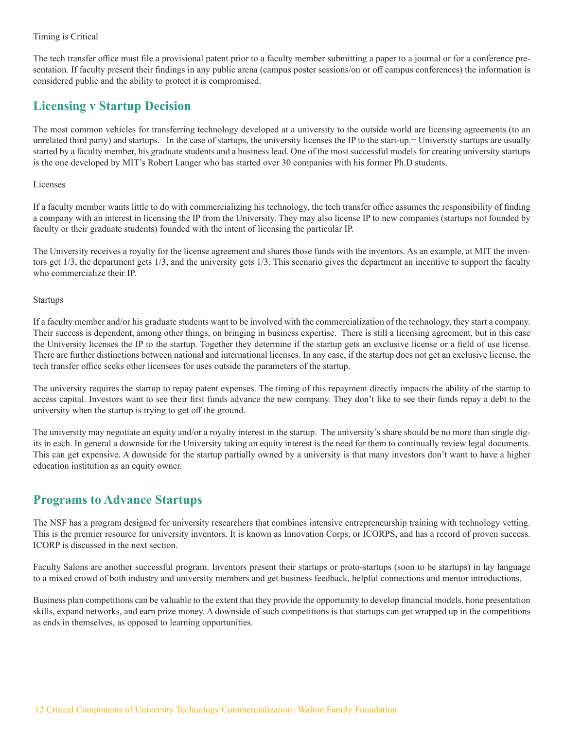Timing is Critical

The tech transfer office must file a provisional patent prior to a faculty member submitting a paper to a journal or for a conference presentation. If faculty present their findings in any public arena (campus poster sessions/on or off campus conferences) the information is considered public and the ability to protect it is compromised.

## Licensing v Startup Decision

The most common vehicles for transferring technology developed at a university to the outside world are licensing agreements (to an unrelated third party) and startups. In the case of startups, the university licenses the IP to the start-up.¬ University startups are usually started by a faculty member, his graduate students and a business lead. One of the most successful models for creating university startups is the one developed by MIT's Robert Langer who has started over 30 companies with his former Ph.D students.

Licenses

If a faculty member wants little to do with commercializing his technology, the tech transfer office assumes the responsibility of finding a company with an interest in licensing the IP from the University. They may also license IP to new companies (startups not founded by faculty or their graduate students) founded with the intent of licensing the particular IP.

The University receives a royalty for the license agreement and shares those funds with the inventors. As an example, at MIT the inventors get 1/3, the department gets 1/3, and the university gets 1/3. This scenario gives the department an incentive to support the faculty who commercialize their IP.

Startups

If a faculty member and/or his graduate students want to be involved with the commercialization of the technology, they start a company. Their success is dependent, among other things, on bringing in business expertise. There is still a licensing agreement, but in this case the University licenses the IP to the startup. Together they determine if the startup gets an exclusive license or a field of use license. There are further distinctions between national and international licenses. In any case, if the startup does not get an exclusive license, the tech transfer office seeks other licensees for uses outside the parameters of the startup.

The university requires the startup to repay patent expenses. The timing of this repayment directly impacts the ability of the startup to access capital. Investors want to see their first funds advance the new company. They don't like to see their funds repay a debt to the university when the startup is trying to get off the ground.

The university may negotiate an equity and/or a royalty interest in the startup. The university's share should be no more than single digits in each. In general a downside for the University taking an equity interest is the need for them to continually review legal documents. This can get expensive. A downside for the startup partially owned by a university is that many investors don't want to have a higher education institution as an equity owner.

## Programs to Advance Startups

The NSF has a program designed for university researchers that combines intensive entrepreneurship training with technology vetting. This is the premier resource for university inventors. It is known as Innovation Corps, or ICORPS, and has a record of proven success. ICORP is discussed in the next section.

Faculty Salons are another successful program. Inventors present their startups or proto-startups (soon to be startups) in lay language to a mixed crowd of both industry and university members and get business feedback, helpful connections and mentor introductions.

Business plan competitions can be valuable to the extent that they provide the opportunity to develop financial models, hone presentation skills, expand networks, and earn prize money. A downside of such competitions is that startups can get wrapped up in the competitions as ends in themselves, as opposed to learning opportunities.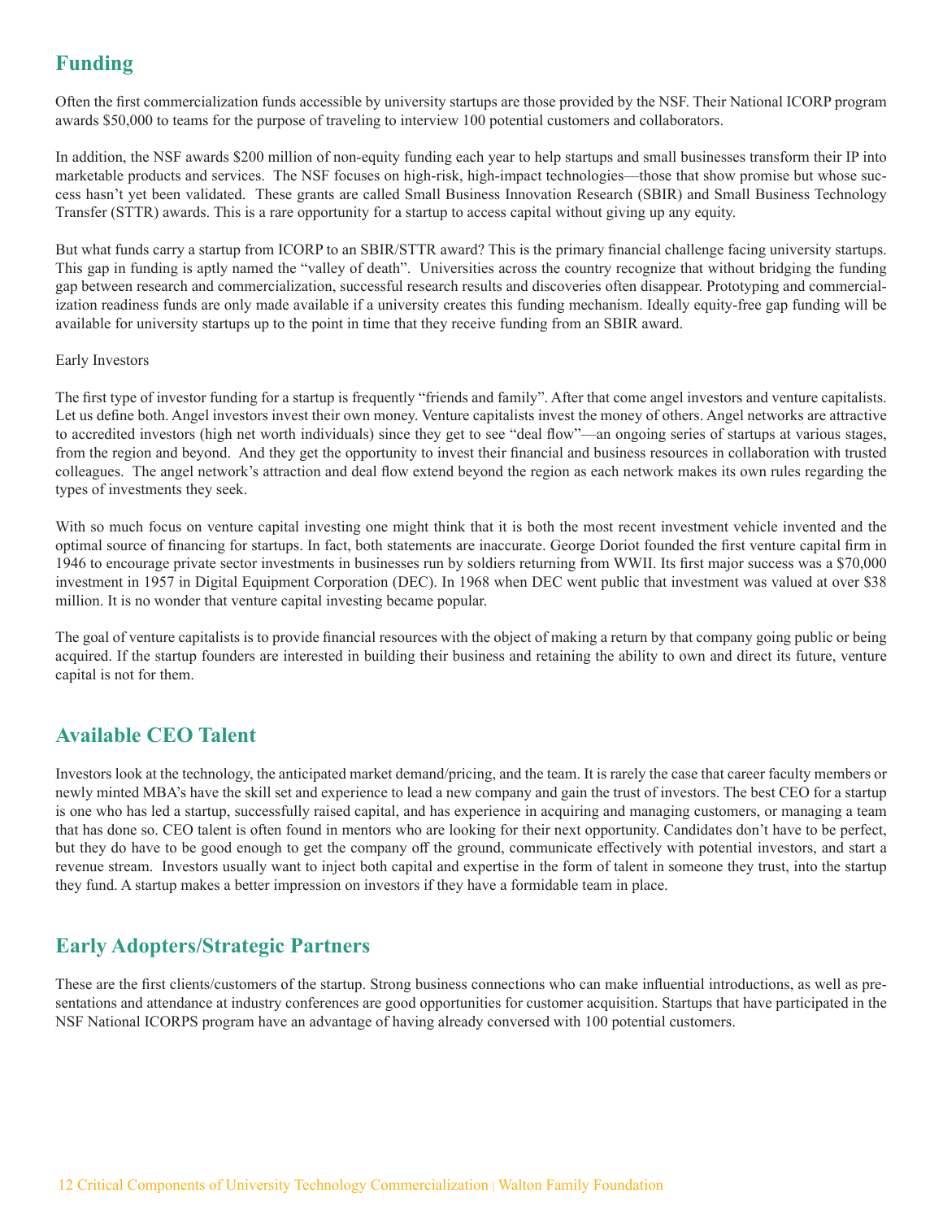## Funding

Often the first commercialization funds accessible by university startups are those provided by the NSF. Their National ICORP program awards $50,000 to teams for the purpose of traveling to interview 100 potential customers and collaborators.

In addition, the NSF awards $200 million of non-equity funding each year to help startups and small businesses transform their IP into marketable products and services. The NSF focuses on high-risk, high-impact technologies—those that show promise but whose success hasn't yet been validated. These grants are called Small Business Innovation Research (SBIR) and Small Business Technology Transfer (STTR) awards. This is a rare opportunity for a startup to access capital without giving up any equity.

But what funds carry a startup from ICORP to an SBIR/STTR award? This is the primary financial challenge facing university startups. This gap in funding is aptly named the "valley of death". Universities across the country recognize that without bridging the funding gap between research and commercialization, successful research results and discoveries often disappear. Prototyping and commercialization readiness funds are only made available if a university creates this funding mechanism. Ideally equity-free gap funding will be available for university startups up to the point in time that they receive funding from an SBIR award.

Early Investors

The first type of investor funding for a startup is frequently "friends and family". After that come angel investors and venture capitalists. Let us define both. Angel investors invest their own money. Venture capitalists invest the money of others. Angel networks are attractive to accredited investors (high net worth individuals) since they get to see "deal flow"—an ongoing series of startups at various stages, from the region and beyond. And they get the opportunity to invest their financial and business resources in collaboration with trusted colleagues. The angel network's attraction and deal flow extend beyond the region as each network makes its own rules regarding the types of investments they seek.

With so much focus on venture capital investing one might think that it is both the most recent investment vehicle invented and the optimal source of financing for startups. In fact, both statements are inaccurate. George Doriot founded the first venture capital firm in 1946 to encourage private sector investments in businesses run by soldiers returning from WWII. Its first major success was a $70,000 investment in 1957 in Digital Equipment Corporation (DEC). In 1968 when DEC went public that investment was valued at over $38 million. It is no wonder that venture capital investing became popular.

The goal of venture capitalists is to provide financial resources with the object of making a return by that company going public or being acquired. If the startup founders are interested in building their business and retaining the ability to own and direct its future, venture capital is not for them.

## Available CEO Talent

Investors look at the technology, the anticipated market demand/pricing, and the team. It is rarely the case that career faculty members or newly minted MBA's have the skill set and experience to lead a new company and gain the trust of investors. The best CEO for a startup is one who has led a startup, successfully raised capital, and has experience in acquiring and managing customers, or managing a team that has done so. CEO talent is often found in mentors who are looking for their next opportunity. Candidates don't have to be perfect, but they do have to be good enough to get the company off the ground, communicate effectively with potential investors, and start a revenue stream. Investors usually want to inject both capital and expertise in the form of talent in someone they trust, into the startup they fund. A startup makes a better impression on investors if they have a formidable team in place.

## Early Adopters/Strategic Partners

These are the first clients/customers of the startup. Strong business connections who can make influential introductions, as well as presentations and attendance at industry conferences are good opportunities for customer acquisition. Startups that have participated in the NSF National ICORPS program have an advantage of having already conversed with 100 potential customers.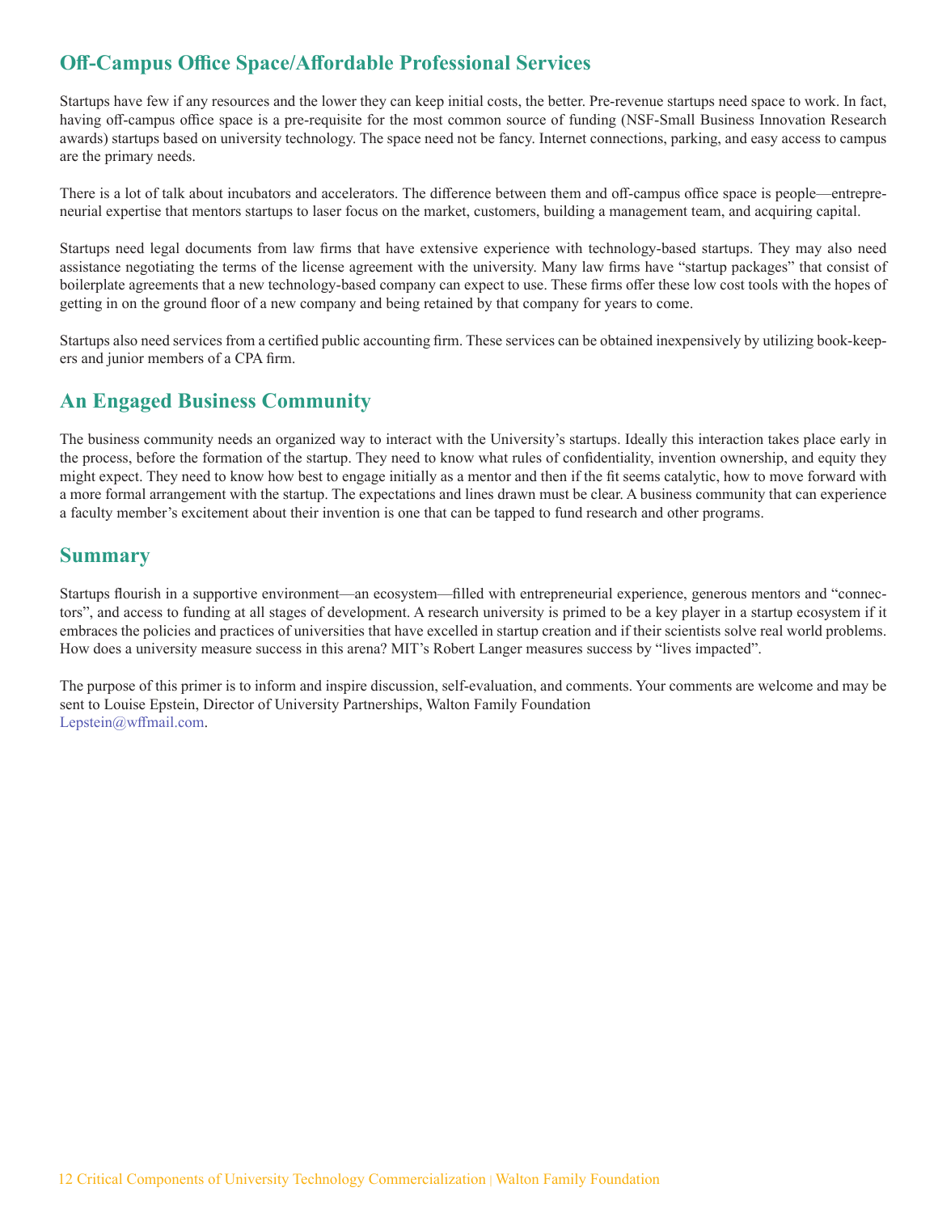## Off-Campus Office Space/Affordable Professional Services

Startups have few if any resources and the lower they can keep initial costs, the better. Pre-revenue startups need space to work. In fact, having off-campus office space is a pre-requisite for the most common source of funding (NSF-Small Business Innovation Research awards) startups based on university technology. The space need not be fancy. Internet connections, parking, and easy access to campus are the primary needs.

There is a lot of talk about incubators and accelerators. The difference between them and off-campus office space is people—entrepreneurial expertise that mentors startups to laser focus on the market, customers, building a management team, and acquiring capital.

Startups need legal documents from law firms that have extensive experience with technology-based startups. They may also need assistance negotiating the terms of the license agreement with the university. Many law firms have "startup packages" that consist of boilerplate agreements that a new technology-based company can expect to use. These firms offer these low cost tools with the hopes of getting in on the ground floor of a new company and being retained by that company for years to come.

Startups also need services from a certified public accounting firm. These services can be obtained inexpensively by utilizing book-keepers and junior members of a CPA firm.

## An Engaged Business Community

The business community needs an organized way to interact with the University's startups. Ideally this interaction takes place early in the process, before the formation of the startup. They need to know what rules of confidentiality, invention ownership, and equity they might expect. They need to know how best to engage initially as a mentor and then if the fit seems catalytic, how to move forward with a more formal arrangement with the startup. The expectations and lines drawn must be clear. A business community that can experience a faculty member's excitement about their invention is one that can be tapped to fund research and other programs.

## Summary

Startups flourish in a supportive environment—an ecosystem—filled with entrepreneurial experience, generous mentors and "connectors", and access to funding at all stages of development. A research university is primed to be a key player in a startup ecosystem if it embraces the policies and practices of universities that have excelled in startup creation and if their scientists solve real world problems. How does a university measure success in this arena? MIT's Robert Langer measures success by "lives impacted".

The purpose of this primer is to inform and inspire discussion, self-evaluation, and comments. Your comments are welcome and may be sent to Louise Epstein, Director of University Partnerships, Walton Family Foundation
Lepstein@wffmail.com.